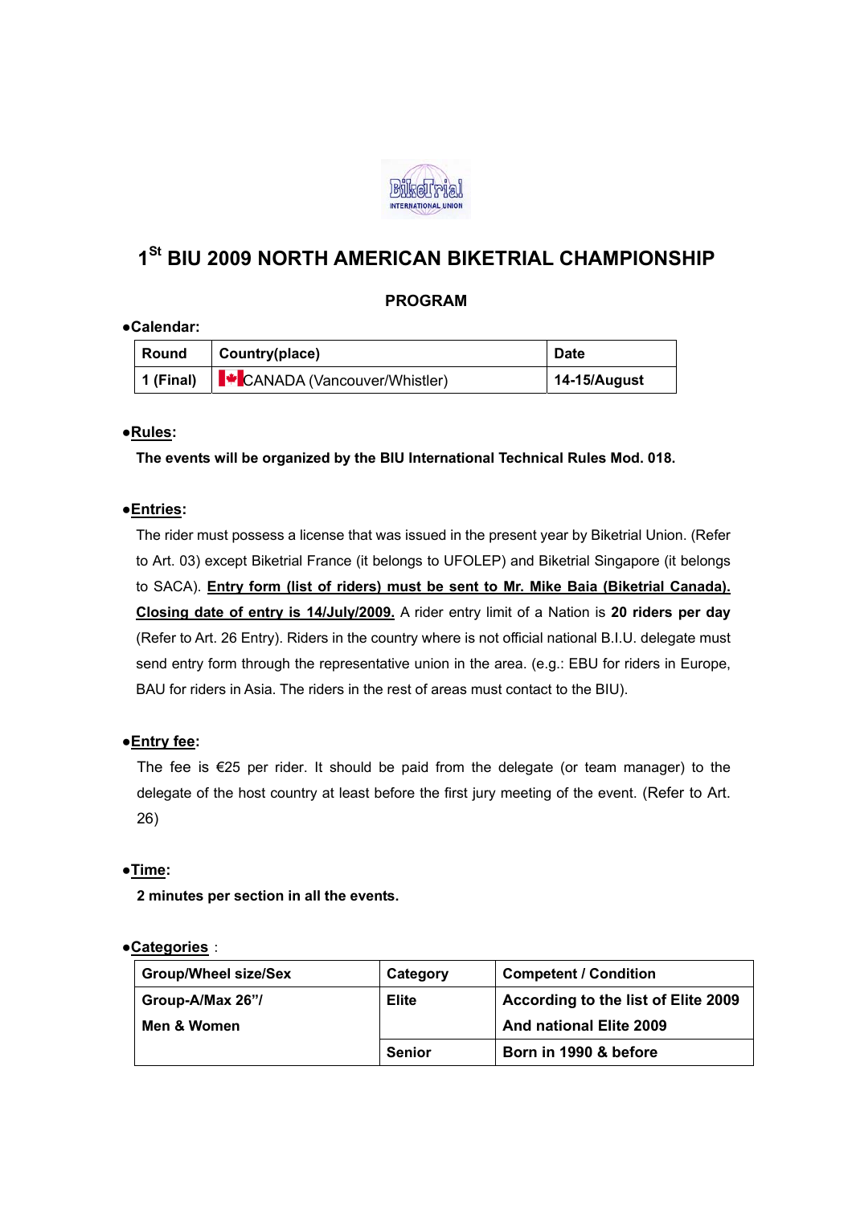# 1st BIU 2009 NORTH AMERICAN BIKETRIAL CHAMPIONSHIP

## PROGRAM

●**Calendar:**

| Round | Country(place) | Date |
|---|---|---|
| 1 (Final) | CANADA (Vancouver/Whistler) | 14-15/August |

●**Rules:**

**The events will be organized by the BIU International Technical Rules Mod. 018.**

●**Entries:**

The rider must possess a license that was issued in the present year by Biketrial Union. (Refer to Art. 03) except Biketrial France (it belongs to UFOLEP) and Biketrial Singapore (it belongs to SACA). **Entry form (list of riders) must be sent to Mr. Mike Baia (Biketrial Canada). Closing date of entry is 14/July/2009.** A rider entry limit of a Nation is **20 riders per day** (Refer to Art. 26 Entry). Riders in the country where is not official national B.I.U. delegate must send entry form through the representative union in the area. (e.g.: EBU for riders in Europe, BAU for riders in Asia. The riders in the rest of areas must contact to the BIU).

●**Entry fee:**

The fee is €25 per rider. It should be paid from the delegate (or team manager) to the delegate of the host country at least before the first jury meeting of the event. (Refer to Art. 26)

●**Time:**

**2 minutes per section in all the events.**

●**Categories** :

| Group/Wheel size/Sex | Category | Competent / Condition |
|---|---|---|
| Group-A/Max 26"/ Men & Women | Elite | According to the list of Elite 2009 And national Elite 2009 |
| | Senior | Born in 1990 & before |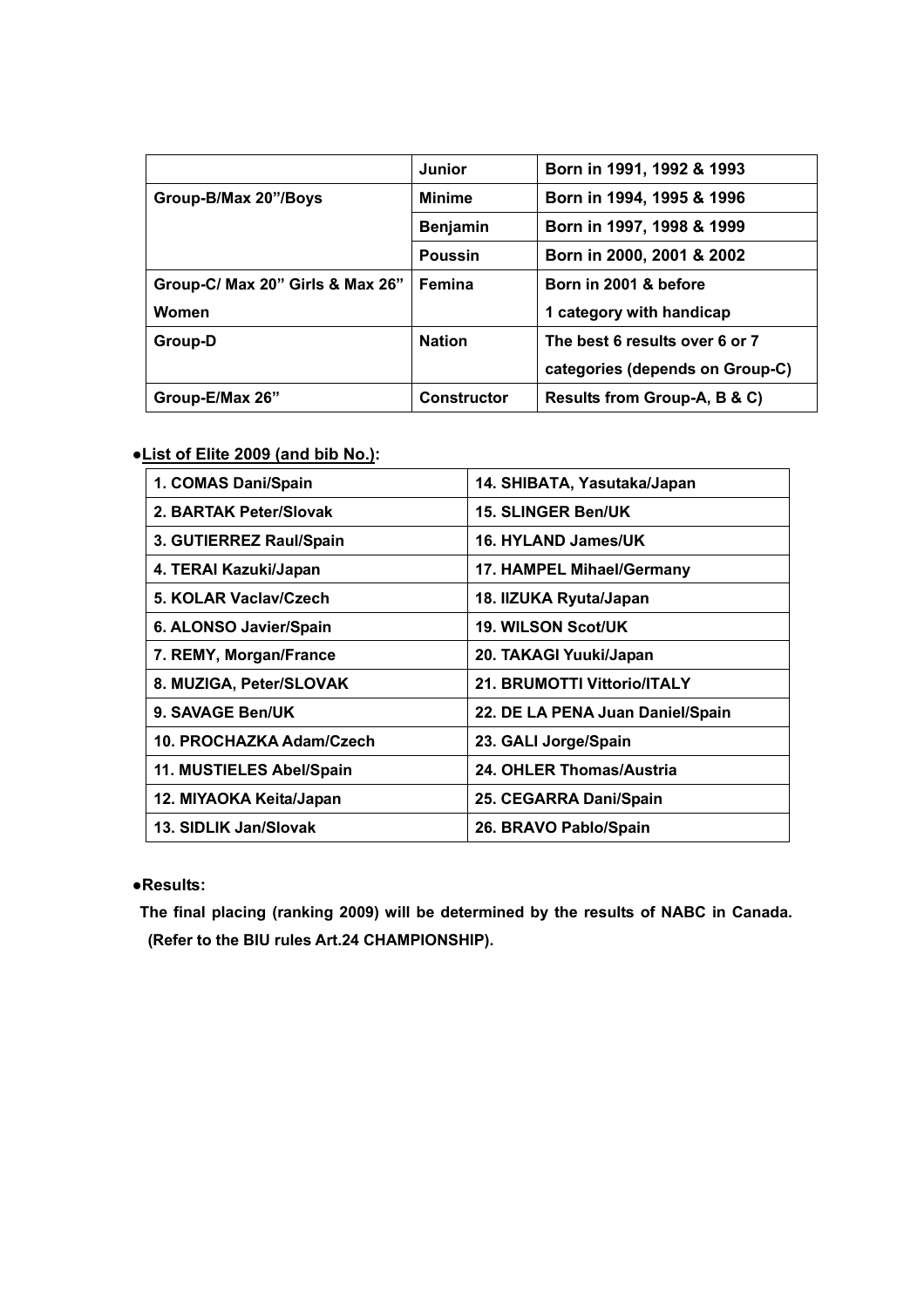| | | |
|---|---|---|
| | **Junior** | **Born in 1991, 1992 & 1993** |
| **Group-B/Max 20"/Boys** | **Minime** | **Born in 1994, 1995 & 1996** |
| | **Benjamin** | **Born in 1997, 1998 & 1999** |
| | **Poussin** | **Born in 2000, 2001 & 2002** |
| **Group-C/ Max 20" Girls & Max 26" Women** | **Femina** | **Born in 2001 & before 1 category with handicap** |
| **Group-D** | **Nation** | **The best 6 results over 6 or 7 categories (depends on Group-C)** |
| **Group-E/Max 26"** | **Constructor** | **Results from Group-A, B & C)** |

●**List of Elite 2009 (and bib No.):**

| | |
|---|---|
| **1. COMAS Dani/Spain** | **14. SHIBATA, Yasutaka/Japan** |
| **2. BARTAK Peter/Slovak** | **15. SLINGER Ben/UK** |
| **3. GUTIERREZ Raul/Spain** | **16. HYLAND James/UK** |
| **4. TERAI Kazuki/Japan** | **17. HAMPEL Mihael/Germany** |
| **5. KOLAR Vaclav/Czech** | **18. IIZUKA Ryuta/Japan** |
| **6. ALONSO Javier/Spain** | **19. WILSON Scot/UK** |
| **7. REMY, Morgan/France** | **20. TAKAGI Yuuki/Japan** |
| **8. MUZIGA, Peter/SLOVAK** | **21. BRUMOTTI Vittorio/ITALY** |
| **9. SAVAGE Ben/UK** | **22. DE LA PENA Juan Daniel/Spain** |
| **10. PROCHAZKA Adam/Czech** | **23. GALI Jorge/Spain** |
| **11. MUSTIELES Abel/Spain** | **24. OHLER Thomas/Austria** |
| **12. MIYAOKA Keita/Japan** | **25. CEGARRA Dani/Spain** |
| **13. SIDLIK Jan/Slovak** | **26. BRAVO Pablo/Spain** |

●**Results:**

**The final placing (ranking 2009) will be determined by the results of NABC in Canada. (Refer to the BIU rules Art.24 CHAMPIONSHIP).**